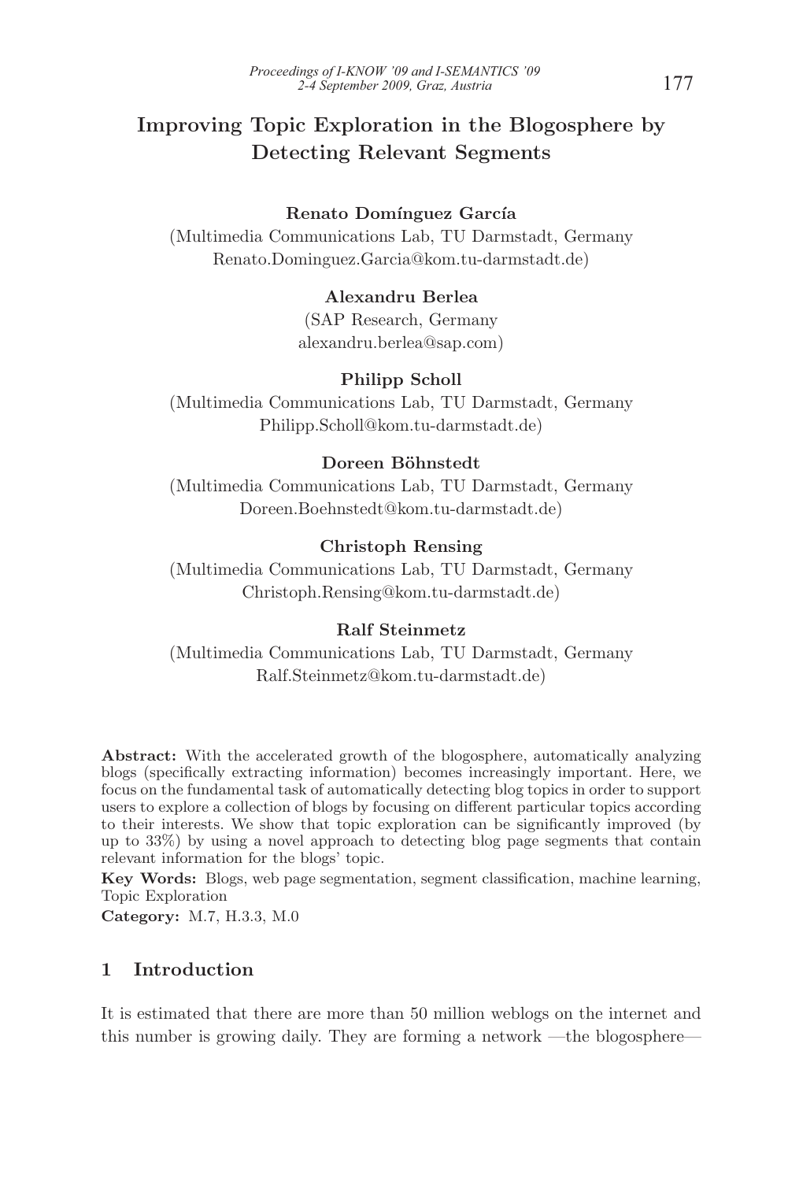# Improving Topic Exploration in the Blogosphere by Detecting Relevant Segments

**Renato Domínguez García**
(Multimedia Communications Lab, TU Darmstadt, Germany
Renato.Dominguez.Garcia@kom.tu-darmstadt.de)

**Alexandru Berlea**
(SAP Research, Germany
alexandru.berlea@sap.com)

**Philipp Scholl**
(Multimedia Communications Lab, TU Darmstadt, Germany
Philipp.Scholl@kom.tu-darmstadt.de)

**Doreen Böhnstedt**
(Multimedia Communications Lab, TU Darmstadt, Germany
Doreen.Boehnstedt@kom.tu-darmstadt.de)

**Christoph Rensing**
(Multimedia Communications Lab, TU Darmstadt, Germany
Christoph.Rensing@kom.tu-darmstadt.de)

**Ralf Steinmetz**
(Multimedia Communications Lab, TU Darmstadt, Germany
Ralf.Steinmetz@kom.tu-darmstadt.de)

**Abstract:** With the accelerated growth of the blogosphere, automatically analyzing blogs (specifically extracting information) becomes increasingly important. Here, we focus on the fundamental task of automatically detecting blog topics in order to support users to explore a collection of blogs by focusing on different particular topics according to their interests. We show that topic exploration can be significantly improved (by up to 33%) by using a novel approach to detecting blog page segments that contain relevant information for the blogs' topic.

**Key Words:** Blogs, web page segmentation, segment classification, machine learning, Topic Exploration

**Category:** M.7, H.3.3, M.0

## 1 Introduction

It is estimated that there are more than 50 million weblogs on the internet and this number is growing daily. They are forming a network —the blogosphere—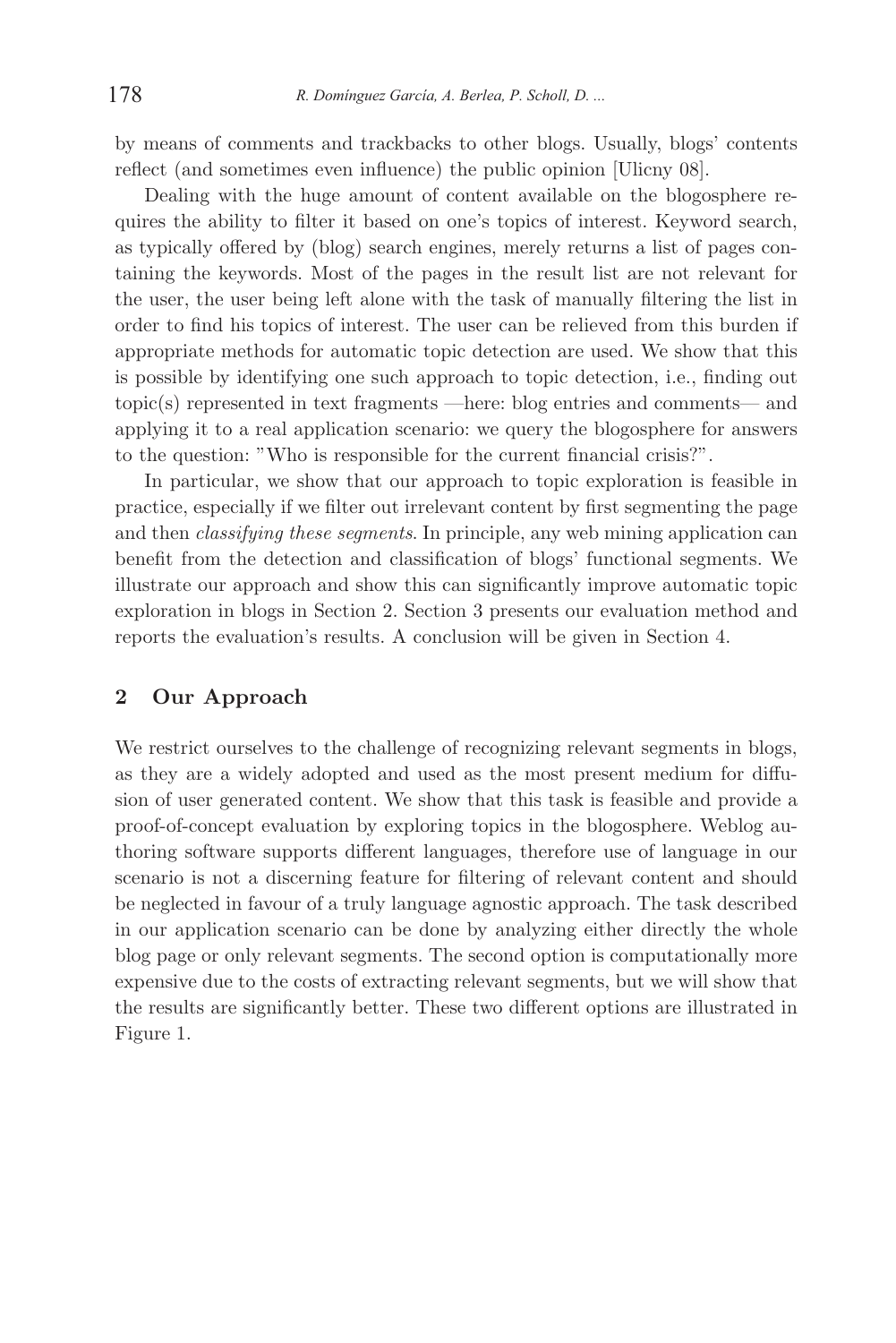by means of comments and trackbacks to other blogs. Usually, blogs' contents reflect (and sometimes even influence) the public opinion [Ulicny 08].

Dealing with the huge amount of content available on the blogosphere requires the ability to filter it based on one's topics of interest. Keyword search, as typically offered by (blog) search engines, merely returns a list of pages containing the keywords. Most of the pages in the result list are not relevant for the user, the user being left alone with the task of manually filtering the list in order to find his topics of interest. The user can be relieved from this burden if appropriate methods for automatic topic detection are used. We show that this is possible by identifying one such approach to topic detection, i.e., finding out topic(s) represented in text fragments —here: blog entries and comments— and applying it to a real application scenario: we query the blogosphere for answers to the question: "Who is responsible for the current financial crisis?".

In particular, we show that our approach to topic exploration is feasible in practice, especially if we filter out irrelevant content by first segmenting the page and then *classifying these segments*. In principle, any web mining application can benefit from the detection and classification of blogs' functional segments. We illustrate our approach and show this can significantly improve automatic topic exploration in blogs in Section 2. Section 3 presents our evaluation method and reports the evaluation's results. A conclusion will be given in Section 4.

## 2 Our Approach

We restrict ourselves to the challenge of recognizing relevant segments in blogs, as they are a widely adopted and used as the most present medium for diffusion of user generated content. We show that this task is feasible and provide a proof-of-concept evaluation by exploring topics in the blogosphere. Weblog authoring software supports different languages, therefore use of language in our scenario is not a discerning feature for filtering of relevant content and should be neglected in favour of a truly language agnostic approach. The task described in our application scenario can be done by analyzing either directly the whole blog page or only relevant segments. The second option is computationally more expensive due to the costs of extracting relevant segments, but we will show that the results are significantly better. These two different options are illustrated in Figure 1.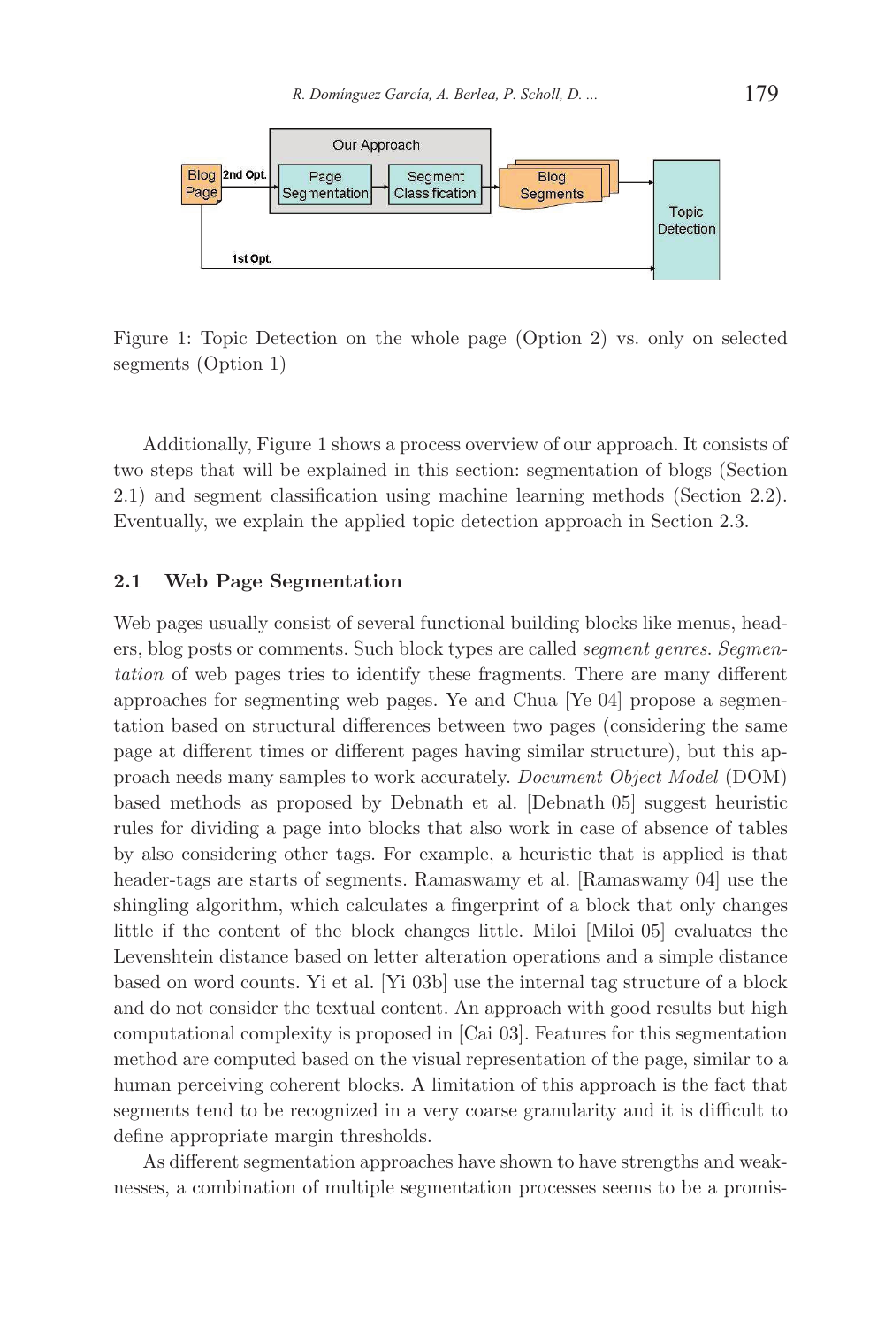Figure 1: Topic Detection on the whole page (Option 2) vs. only on selected segments (Option 1)

Additionally, Figure 1 shows a process overview of our approach. It consists of two steps that will be explained in this section: segmentation of blogs (Section 2.1) and segment classification using machine learning methods (Section 2.2). Eventually, we explain the applied topic detection approach in Section 2.3.

### 2.1 Web Page Segmentation

Web pages usually consist of several functional building blocks like menus, headers, blog posts or comments. Such block types are called *segment genres*. *Segmentation* of web pages tries to identify these fragments. There are many different approaches for segmenting web pages. Ye and Chua [Ye 04] propose a segmentation based on structural differences between two pages (considering the same page at different times or different pages having similar structure), but this approach needs many samples to work accurately. *Document Object Model* (DOM) based methods as proposed by Debnath et al. [Debnath 05] suggest heuristic rules for dividing a page into blocks that also work in case of absence of tables by also considering other tags. For example, a heuristic that is applied is that header-tags are starts of segments. Ramaswamy et al. [Ramaswamy 04] use the shingling algorithm, which calculates a fingerprint of a block that only changes little if the content of the block changes little. Miloi [Miloi 05] evaluates the Levenshtein distance based on letter alteration operations and a simple distance based on word counts. Yi et al. [Yi 03b] use the internal tag structure of a block and do not consider the textual content. An approach with good results but high computational complexity is proposed in [Cai 03]. Features for this segmentation method are computed based on the visual representation of the page, similar to a human perceiving coherent blocks. A limitation of this approach is the fact that segments tend to be recognized in a very coarse granularity and it is difficult to define appropriate margin thresholds.

As different segmentation approaches have shown to have strengths and weaknesses, a combination of multiple segmentation processes seems to be a promis-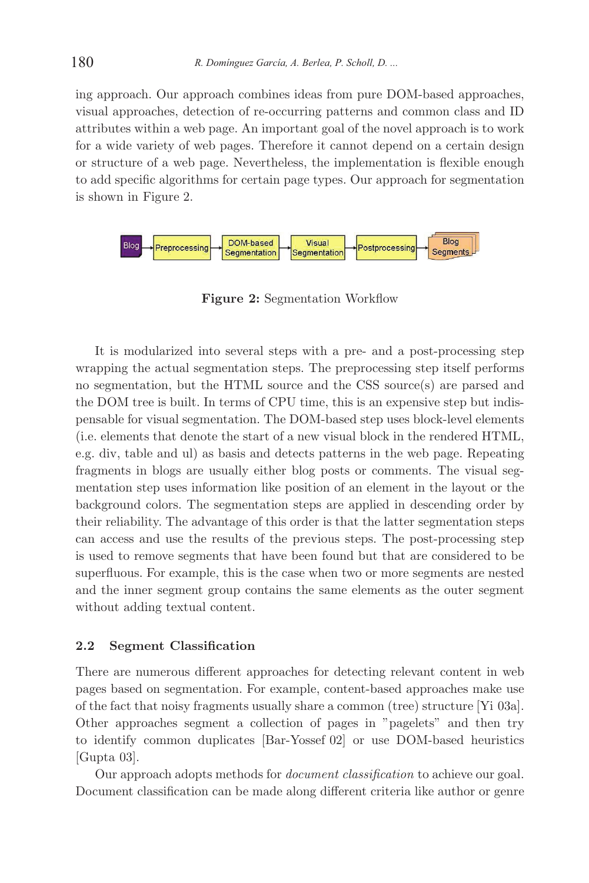ing approach. Our approach combines ideas from pure DOM-based approaches, visual approaches, detection of re-occurring patterns and common class and ID attributes within a web page. An important goal of the novel approach is to work for a wide variety of web pages. Therefore it cannot depend on a certain design or structure of a web page. Nevertheless, the implementation is flexible enough to add specific algorithms for certain page types. Our approach for segmentation is shown in Figure 2.

Blog → Preprocessing → DOM-based Segmentation → Visual Segmentation → Postprocessing → Blog Segments

**Figure 2:** Segmentation Workflow

It is modularized into several steps with a pre- and a post-processing step wrapping the actual segmentation steps. The preprocessing step itself performs no segmentation, but the HTML source and the CSS source(s) are parsed and the DOM tree is built. In terms of CPU time, this is an expensive step but indispensable for visual segmentation. The DOM-based step uses block-level elements (i.e. elements that denote the start of a new visual block in the rendered HTML, e.g. div, table and ul) as basis and detects patterns in the web page. Repeating fragments in blogs are usually either blog posts or comments. The visual segmentation step uses information like position of an element in the layout or the background colors. The segmentation steps are applied in descending order by their reliability. The advantage of this order is that the latter segmentation steps can access and use the results of the previous steps. The post-processing step is used to remove segments that have been found but that are considered to be superfluous. For example, this is the case when two or more segments are nested and the inner segment group contains the same elements as the outer segment without adding textual content.

### 2.2 Segment Classification

There are numerous different approaches for detecting relevant content in web pages based on segmentation. For example, content-based approaches make use of the fact that noisy fragments usually share a common (tree) structure [Yi 03a]. Other approaches segment a collection of pages in "pagelets" and then try to identify common duplicates [Bar-Yossef 02] or use DOM-based heuristics [Gupta 03].

Our approach adopts methods for *document classification* to achieve our goal. Document classification can be made along different criteria like author or genre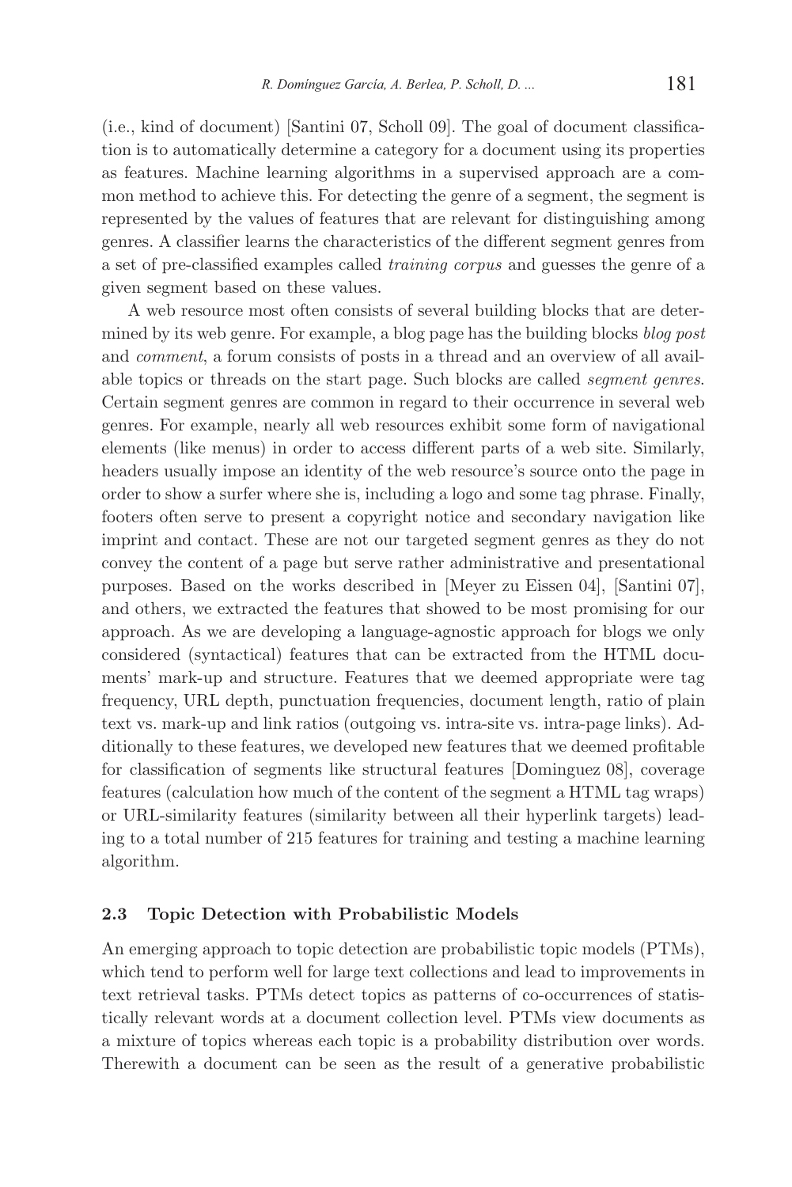(i.e., kind of document) [Santini 07, Scholl 09]. The goal of document classification is to automatically determine a category for a document using its properties as features. Machine learning algorithms in a supervised approach are a common method to achieve this. For detecting the genre of a segment, the segment is represented by the values of features that are relevant for distinguishing among genres. A classifier learns the characteristics of the different segment genres from a set of pre-classified examples called *training corpus* and guesses the genre of a given segment based on these values.

A web resource most often consists of several building blocks that are determined by its web genre. For example, a blog page has the building blocks *blog post* and *comment*, a forum consists of posts in a thread and an overview of all available topics or threads on the start page. Such blocks are called *segment genres*. Certain segment genres are common in regard to their occurrence in several web genres. For example, nearly all web resources exhibit some form of navigational elements (like menus) in order to access different parts of a web site. Similarly, headers usually impose an identity of the web resource's source onto the page in order to show a surfer where she is, including a logo and some tag phrase. Finally, footers often serve to present a copyright notice and secondary navigation like imprint and contact. These are not our targeted segment genres as they do not convey the content of a page but serve rather administrative and presentational purposes. Based on the works described in [Meyer zu Eissen 04], [Santini 07], and others, we extracted the features that showed to be most promising for our approach. As we are developing a language-agnostic approach for blogs we only considered (syntactical) features that can be extracted from the HTML documents' mark-up and structure. Features that we deemed appropriate were tag frequency, URL depth, punctuation frequencies, document length, ratio of plain text vs. mark-up and link ratios (outgoing vs. intra-site vs. intra-page links). Additionally to these features, we developed new features that we deemed profitable for classification of segments like structural features [Dominguez 08], coverage features (calculation how much of the content of the segment a HTML tag wraps) or URL-similarity features (similarity between all their hyperlink targets) leading to a total number of 215 features for training and testing a machine learning algorithm.

### 2.3 Topic Detection with Probabilistic Models

An emerging approach to topic detection are probabilistic topic models (PTMs), which tend to perform well for large text collections and lead to improvements in text retrieval tasks. PTMs detect topics as patterns of co-occurrences of statistically relevant words at a document collection level. PTMs view documents as a mixture of topics whereas each topic is a probability distribution over words. Therewith a document can be seen as the result of a generative probabilistic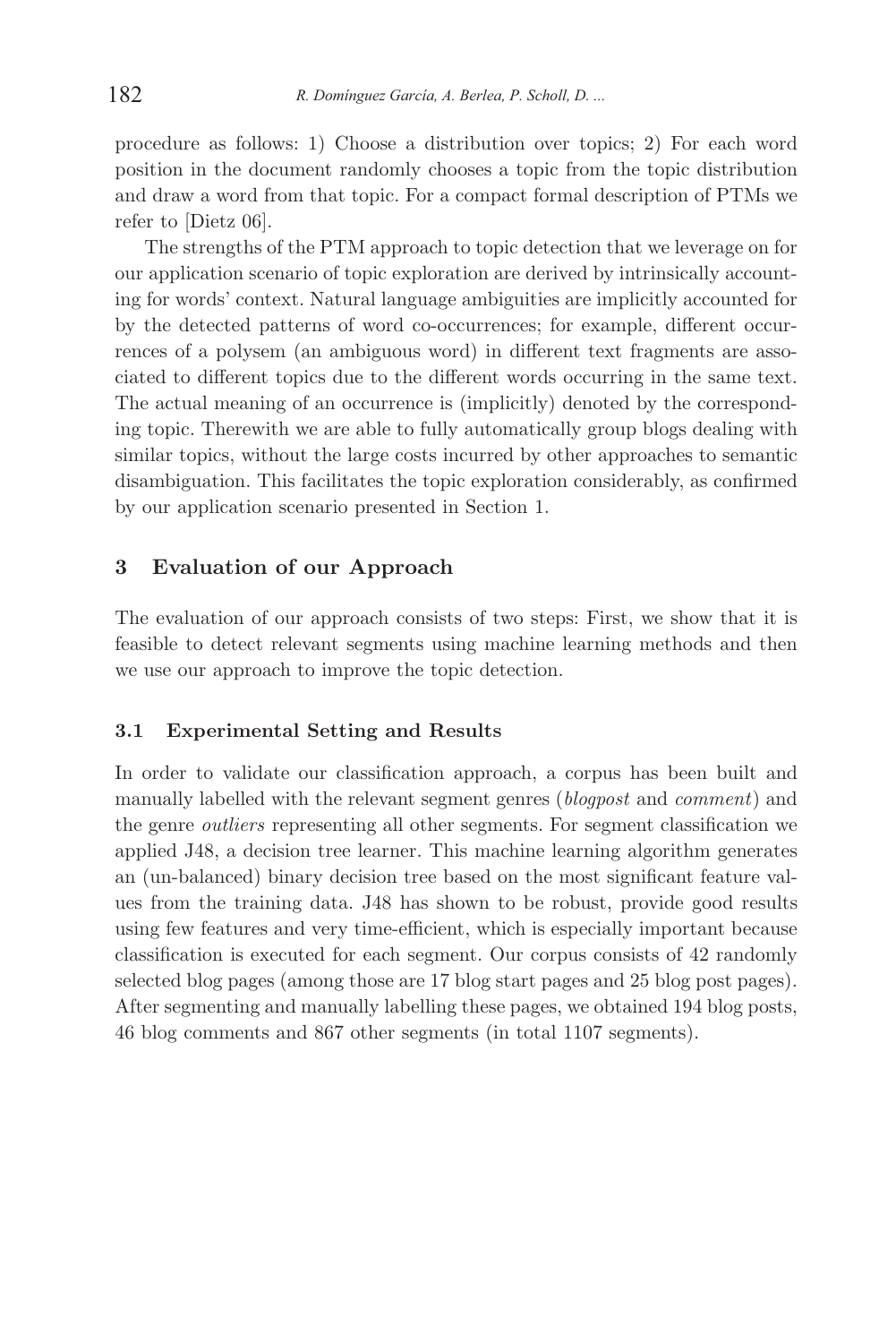procedure as follows: 1) Choose a distribution over topics; 2) For each word position in the document randomly chooses a topic from the topic distribution and draw a word from that topic. For a compact formal description of PTMs we refer to [Dietz 06].

The strengths of the PTM approach to topic detection that we leverage on for our application scenario of topic exploration are derived by intrinsically accounting for words' context. Natural language ambiguities are implicitly accounted for by the detected patterns of word co-occurrences; for example, different occurrences of a polysem (an ambiguous word) in different text fragments are associated to different topics due to the different words occurring in the same text. The actual meaning of an occurrence is (implicitly) denoted by the corresponding topic. Therewith we are able to fully automatically group blogs dealing with similar topics, without the large costs incurred by other approaches to semantic disambiguation. This facilitates the topic exploration considerably, as confirmed by our application scenario presented in Section 1.

## 3 Evaluation of our Approach

The evaluation of our approach consists of two steps: First, we show that it is feasible to detect relevant segments using machine learning methods and then we use our approach to improve the topic detection.

### 3.1 Experimental Setting and Results

In order to validate our classification approach, a corpus has been built and manually labelled with the relevant segment genres (*blogpost* and *comment*) and the genre *outliers* representing all other segments. For segment classification we applied J48, a decision tree learner. This machine learning algorithm generates an (un-balanced) binary decision tree based on the most significant feature values from the training data. J48 has shown to be robust, provide good results using few features and very time-efficient, which is especially important because classification is executed for each segment. Our corpus consists of 42 randomly selected blog pages (among those are 17 blog start pages and 25 blog post pages). After segmenting and manually labelling these pages, we obtained 194 blog posts, 46 blog comments and 867 other segments (in total 1107 segments).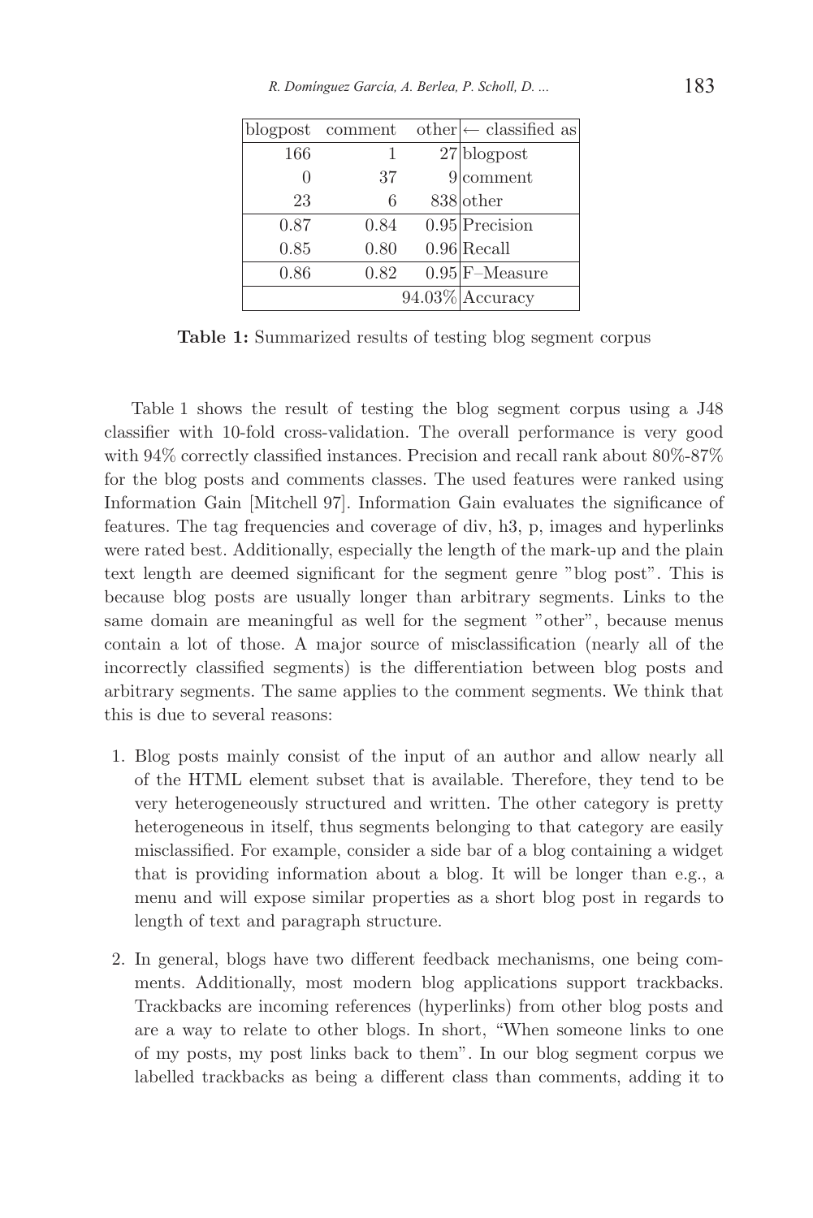| blogpost | comment | other | ← classified as |
|---|---|---|---|
| 166 | 1 | 27 | blogpost |
| 0 | 37 | 9 | comment |
| 23 | 6 | 838 | other |
| 0.87 | 0.84 | 0.95 | Precision |
| 0.85 | 0.80 | 0.96 | Recall |
| 0.86 | 0.82 | 0.95 | F–Measure |
| | | 94.03% | Accuracy |

**Table 1:** Summarized results of testing blog segment corpus

Table 1 shows the result of testing the blog segment corpus using a J48 classifier with 10-fold cross-validation. The overall performance is very good with 94% correctly classified instances. Precision and recall rank about 80%-87% for the blog posts and comments classes. The used features were ranked using Information Gain [Mitchell 97]. Information Gain evaluates the significance of features. The tag frequencies and coverage of div, h3, p, images and hyperlinks were rated best. Additionally, especially the length of the mark-up and the plain text length are deemed significant for the segment genre "blog post". This is because blog posts are usually longer than arbitrary segments. Links to the same domain are meaningful as well for the segment "other", because menus contain a lot of those. A major source of misclassification (nearly all of the incorrectly classified segments) is the differentiation between blog posts and arbitrary segments. The same applies to the comment segments. We think that this is due to several reasons:

1. Blog posts mainly consist of the input of an author and allow nearly all of the HTML element subset that is available. Therefore, they tend to be very heterogeneously structured and written. The other category is pretty heterogeneous in itself, thus segments belonging to that category are easily misclassified. For example, consider a side bar of a blog containing a widget that is providing information about a blog. It will be longer than e.g., a menu and will expose similar properties as a short blog post in regards to length of text and paragraph structure.

2. In general, blogs have two different feedback mechanisms, one being comments. Additionally, most modern blog applications support trackbacks. Trackbacks are incoming references (hyperlinks) from other blog posts and are a way to relate to other blogs. In short, "When someone links to one of my posts, my post links back to them". In our blog segment corpus we labelled trackbacks as being a different class than comments, adding it to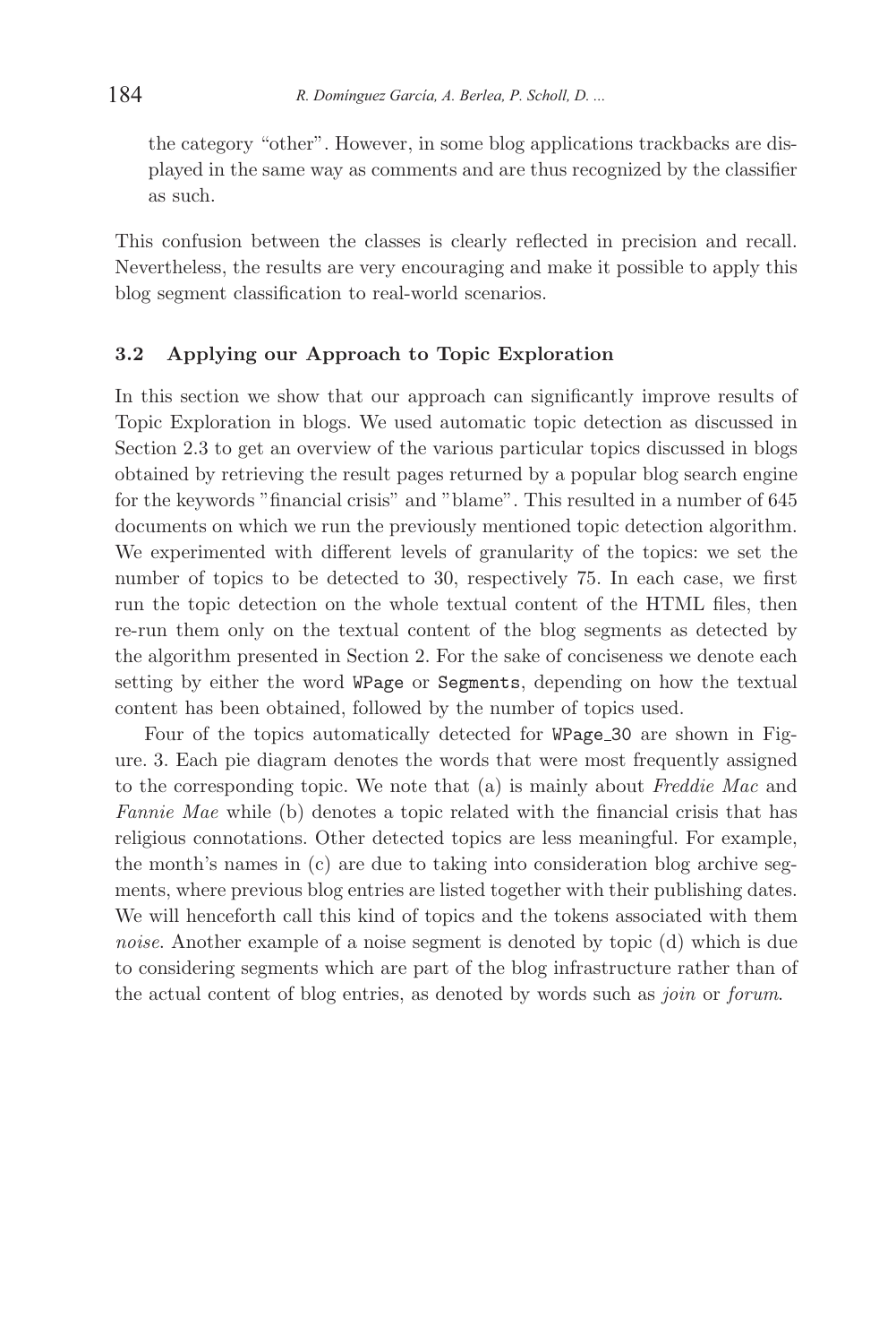the category "other". However, in some blog applications trackbacks are displayed in the same way as comments and are thus recognized by the classifier as such.

This confusion between the classes is clearly reflected in precision and recall. Nevertheless, the results are very encouraging and make it possible to apply this blog segment classification to real-world scenarios.

### 3.2 Applying our Approach to Topic Exploration

In this section we show that our approach can significantly improve results of Topic Exploration in blogs. We used automatic topic detection as discussed in Section 2.3 to get an overview of the various particular topics discussed in blogs obtained by retrieving the result pages returned by a popular blog search engine for the keywords "financial crisis" and "blame". This resulted in a number of 645 documents on which we run the previously mentioned topic detection algorithm. We experimented with different levels of granularity of the topics: we set the number of topics to be detected to 30, respectively 75. In each case, we first run the topic detection on the whole textual content of the HTML files, then re-run them only on the textual content of the blog segments as detected by the algorithm presented in Section 2. For the sake of conciseness we denote each setting by either the word `WPage` or `Segments`, depending on how the textual content has been obtained, followed by the number of topics used.

Four of the topics automatically detected for `WPage_30` are shown in Figure. 3. Each pie diagram denotes the words that were most frequently assigned to the corresponding topic. We note that (a) is mainly about *Freddie Mac* and *Fannie Mae* while (b) denotes a topic related with the financial crisis that has religious connotations. Other detected topics are less meaningful. For example, the month's names in (c) are due to taking into consideration blog archive segments, where previous blog entries are listed together with their publishing dates. We will henceforth call this kind of topics and the tokens associated with them *noise*. Another example of a noise segment is denoted by topic (d) which is due to considering segments which are part of the blog infrastructure rather than of the actual content of blog entries, as denoted by words such as *join* or *forum*.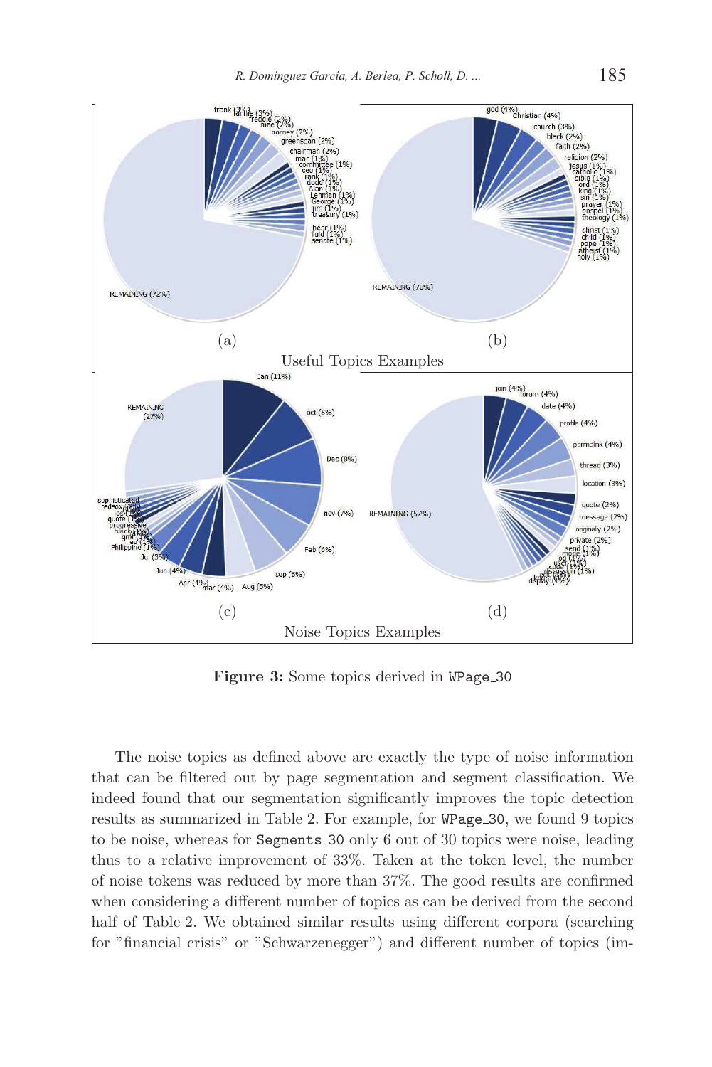**Figure 3:** Some topics derived in `WPage_30`

The noise topics as defined above are exactly the type of noise information that can be filtered out by page segmentation and segment classification. We indeed found that our segmentation significantly improves the topic detection results as summarized in Table 2. For example, for `WPage_30`, we found 9 topics to be noise, whereas for `Segments_30` only 6 out of 30 topics were noise, leading thus to a relative improvement of 33%. Taken at the token level, the number of noise tokens was reduced by more than 37%. The good results are confirmed when considering a different number of topics as can be derived from the second half of Table 2. We obtained similar results using different corpora (searching for "financial crisis" or "Schwarzenegger") and different number of topics (im-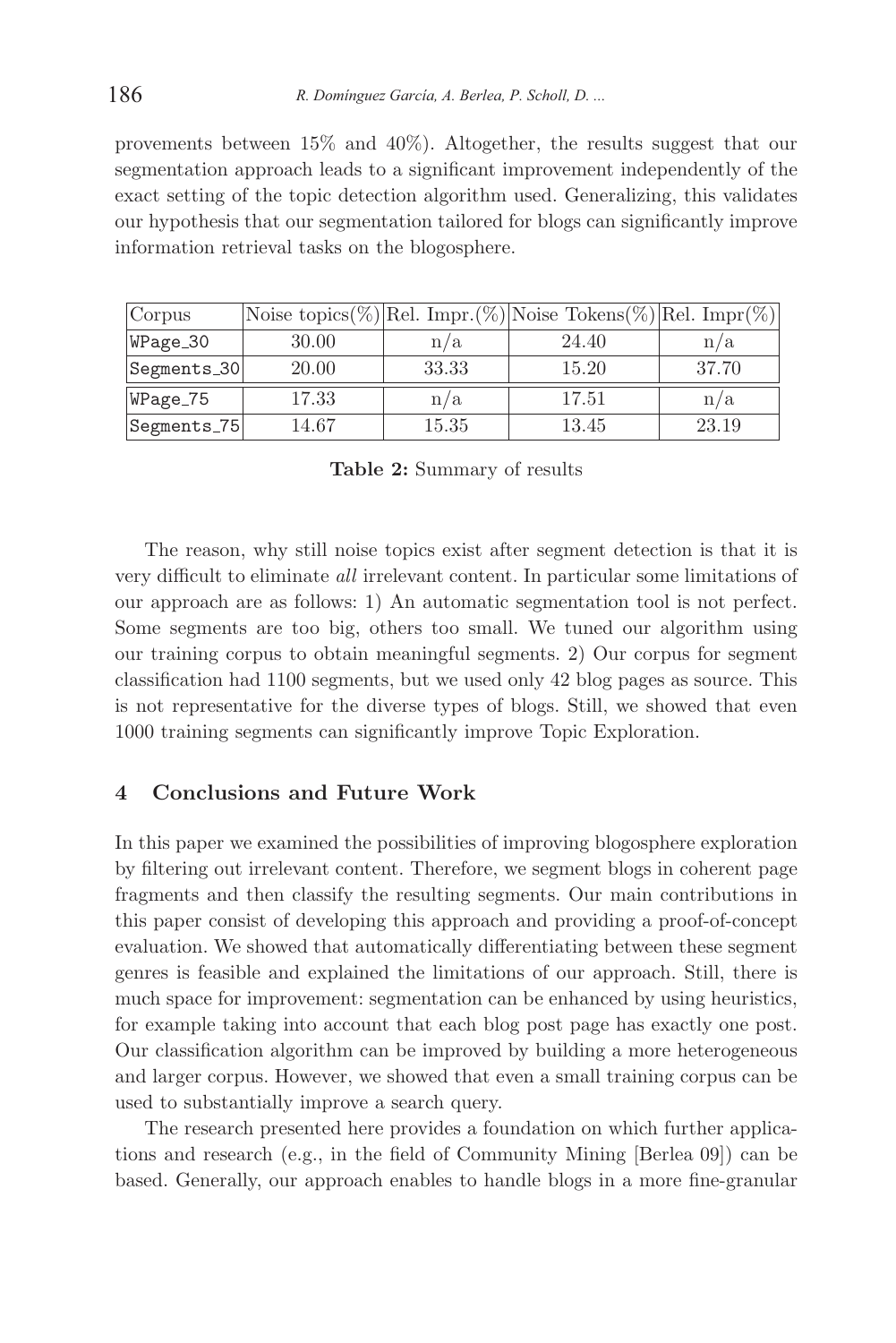provements between 15% and 40%). Altogether, the results suggest that our segmentation approach leads to a significant improvement independently of the exact setting of the topic detection algorithm used. Generalizing, this validates our hypothesis that our segmentation tailored for blogs can significantly improve information retrieval tasks on the blogosphere.

| Corpus | Noise topics(%) | Rel. Impr.(%) | Noise Tokens(%) | Rel. Impr(%) |
|---|---|---|---|---|
| WPage_30 | 30.00 | n/a | 24.40 | n/a |
| Segments_30 | 20.00 | 33.33 | 15.20 | 37.70 |
| WPage_75 | 17.33 | n/a | 17.51 | n/a |
| Segments_75 | 14.67 | 15.35 | 13.45 | 23.19 |

**Table 2:** Summary of results

The reason, why still noise topics exist after segment detection is that it is very difficult to eliminate *all* irrelevant content. In particular some limitations of our approach are as follows: 1) An automatic segmentation tool is not perfect. Some segments are too big, others too small. We tuned our algorithm using our training corpus to obtain meaningful segments. 2) Our corpus for segment classification had 1100 segments, but we used only 42 blog pages as source. This is not representative for the diverse types of blogs. Still, we showed that even 1000 training segments can significantly improve Topic Exploration.

## 4 Conclusions and Future Work

In this paper we examined the possibilities of improving blogosphere exploration by filtering out irrelevant content. Therefore, we segment blogs in coherent page fragments and then classify the resulting segments. Our main contributions in this paper consist of developing this approach and providing a proof-of-concept evaluation. We showed that automatically differentiating between these segment genres is feasible and explained the limitations of our approach. Still, there is much space for improvement: segmentation can be enhanced by using heuristics, for example taking into account that each blog post page has exactly one post. Our classification algorithm can be improved by building a more heterogeneous and larger corpus. However, we showed that even a small training corpus can be used to substantially improve a search query.

The research presented here provides a foundation on which further applications and research (e.g., in the field of Community Mining [Berlea 09]) can be based. Generally, our approach enables to handle blogs in a more fine-granular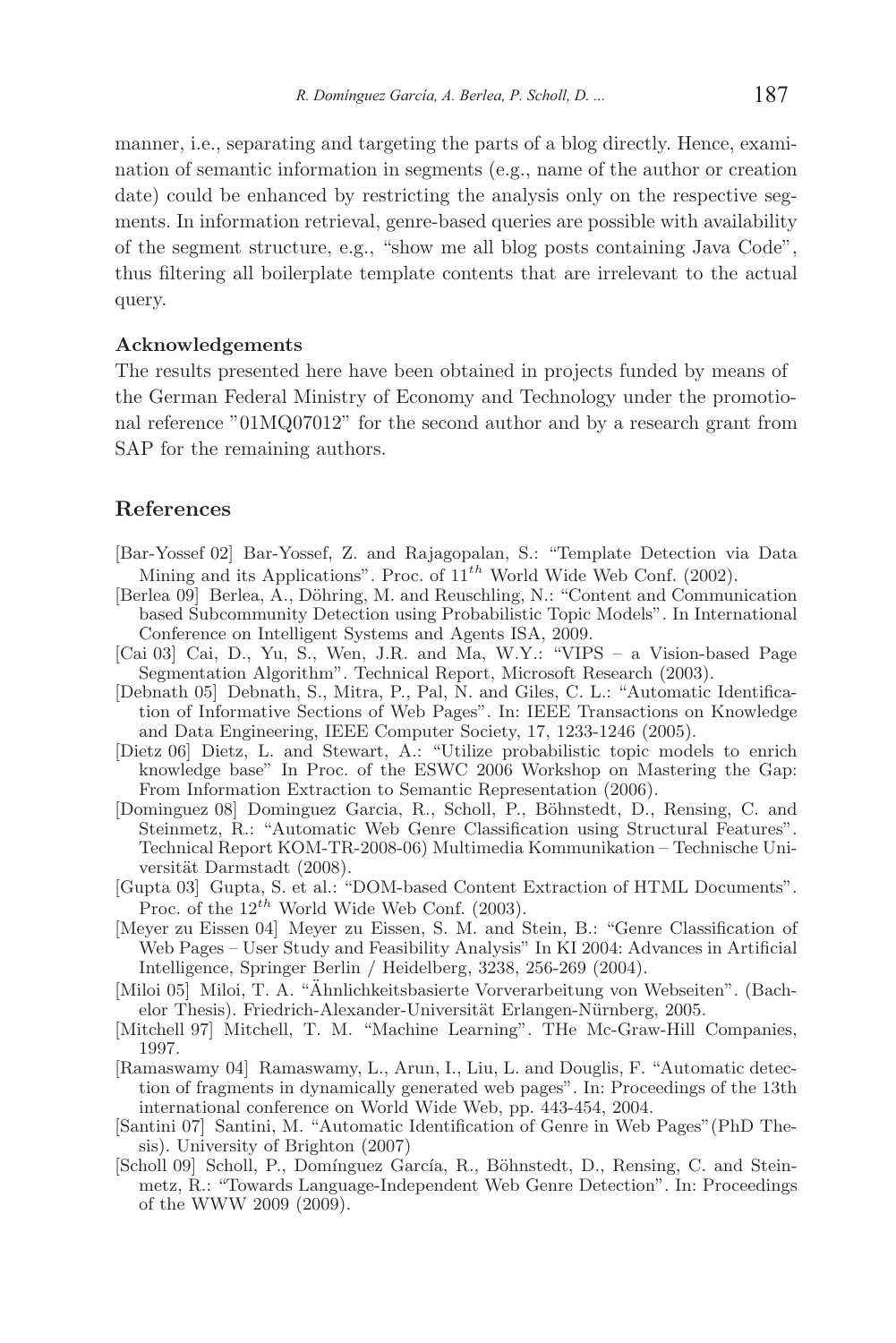manner, i.e., separating and targeting the parts of a blog directly. Hence, examination of semantic information in segments (e.g., name of the author or creation date) could be enhanced by restricting the analysis only on the respective segments. In information retrieval, genre-based queries are possible with availability of the segment structure, e.g., "show me all blog posts containing Java Code", thus filtering all boilerplate template contents that are irrelevant to the actual query.

**Acknowledgements**

The results presented here have been obtained in projects funded by means of the German Federal Ministry of Economy and Technology under the promotional reference "01MQ07012" for the second author and by a research grant from SAP for the remaining authors.

## References

[Bar-Yossef 02] Bar-Yossef, Z. and Rajagopalan, S.: "Template Detection via Data Mining and its Applications". Proc. of $11^{th}$ World Wide Web Conf. (2002).

[Berlea 09] Berlea, A., Döhring, M. and Reuschling, N.: "Content and Communication based Subcommunity Detection using Probabilistic Topic Models". In International Conference on Intelligent Systems and Agents ISA, 2009.

[Cai 03] Cai, D., Yu, S., Wen, J.R. and Ma, W.Y.: "VIPS – a Vision-based Page Segmentation Algorithm". Technical Report, Microsoft Research (2003).

[Debnath 05] Debnath, S., Mitra, P., Pal, N. and Giles, C. L.: "Automatic Identification of Informative Sections of Web Pages". In: IEEE Transactions on Knowledge and Data Engineering, IEEE Computer Society, 17, 1233-1246 (2005).

[Dietz 06] Dietz, L. and Stewart, A.: "Utilize probabilistic topic models to enrich knowledge base" In Proc. of the ESWC 2006 Workshop on Mastering the Gap: From Information Extraction to Semantic Representation (2006).

[Dominguez 08] Dominguez Garcia, R., Scholl, P., Böhnstedt, D., Rensing, C. and Steinmetz, R.: "Automatic Web Genre Classification using Structural Features". Technical Report KOM-TR-2008-06) Multimedia Kommunikation – Technische Universität Darmstadt (2008).

[Gupta 03] Gupta, S. et al.: "DOM-based Content Extraction of HTML Documents". Proc. of the $12^{th}$ World Wide Web Conf. (2003).

[Meyer zu Eissen 04] Meyer zu Eissen, S. M. and Stein, B.: "Genre Classification of Web Pages – User Study and Feasibility Analysis" In KI 2004: Advances in Artificial Intelligence, Springer Berlin / Heidelberg, 3238, 256-269 (2004).

[Miloi 05] Miloi, T. A. "Ähnlichkeitsbasierte Vorverarbeitung von Webseiten". (Bachelor Thesis). Friedrich-Alexander-Universität Erlangen-Nürnberg, 2005.

[Mitchell 97] Mitchell, T. M. "Machine Learning". THe Mc-Graw-Hill Companies, 1997.

[Ramaswamy 04] Ramaswamy, L., Arun, I., Liu, L. and Douglis, F. "Automatic detection of fragments in dynamically generated web pages". In: Proceedings of the 13th international conference on World Wide Web, pp. 443-454, 2004.

[Santini 07] Santini, M. "Automatic Identification of Genre in Web Pages"(PhD Thesis). University of Brighton (2007)

[Scholl 09] Scholl, P., Domínguez García, R., Böhnstedt, D., Rensing, C. and Steinmetz, R.: "Towards Language-Independent Web Genre Detection". In: Proceedings of the WWW 2009 (2009).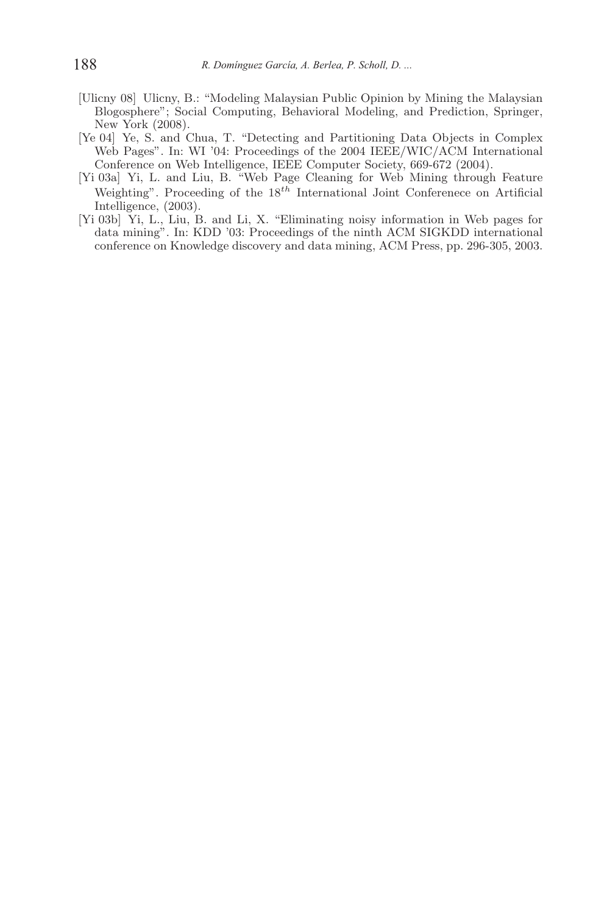[Ulicny 08] Ulicny, B.: "Modeling Malaysian Public Opinion by Mining the Malaysian Blogosphere"; Social Computing, Behavioral Modeling, and Prediction, Springer, New York (2008).

[Ye 04] Ye, S. and Chua, T. "Detecting and Partitioning Data Objects in Complex Web Pages". In: WI '04: Proceedings of the 2004 IEEE/WIC/ACM International Conference on Web Intelligence, IEEE Computer Society, 669-672 (2004).

[Yi 03a] Yi, L. and Liu, B. "Web Page Cleaning for Web Mining through Feature Weighting". Proceeding of the $18^{th}$ International Joint Conferenece on Artificial Intelligence, (2003).

[Yi 03b] Yi, L., Liu, B. and Li, X. "Eliminating noisy information in Web pages for data mining". In: KDD '03: Proceedings of the ninth ACM SIGKDD international conference on Knowledge discovery and data mining, ACM Press, pp. 296-305, 2003.